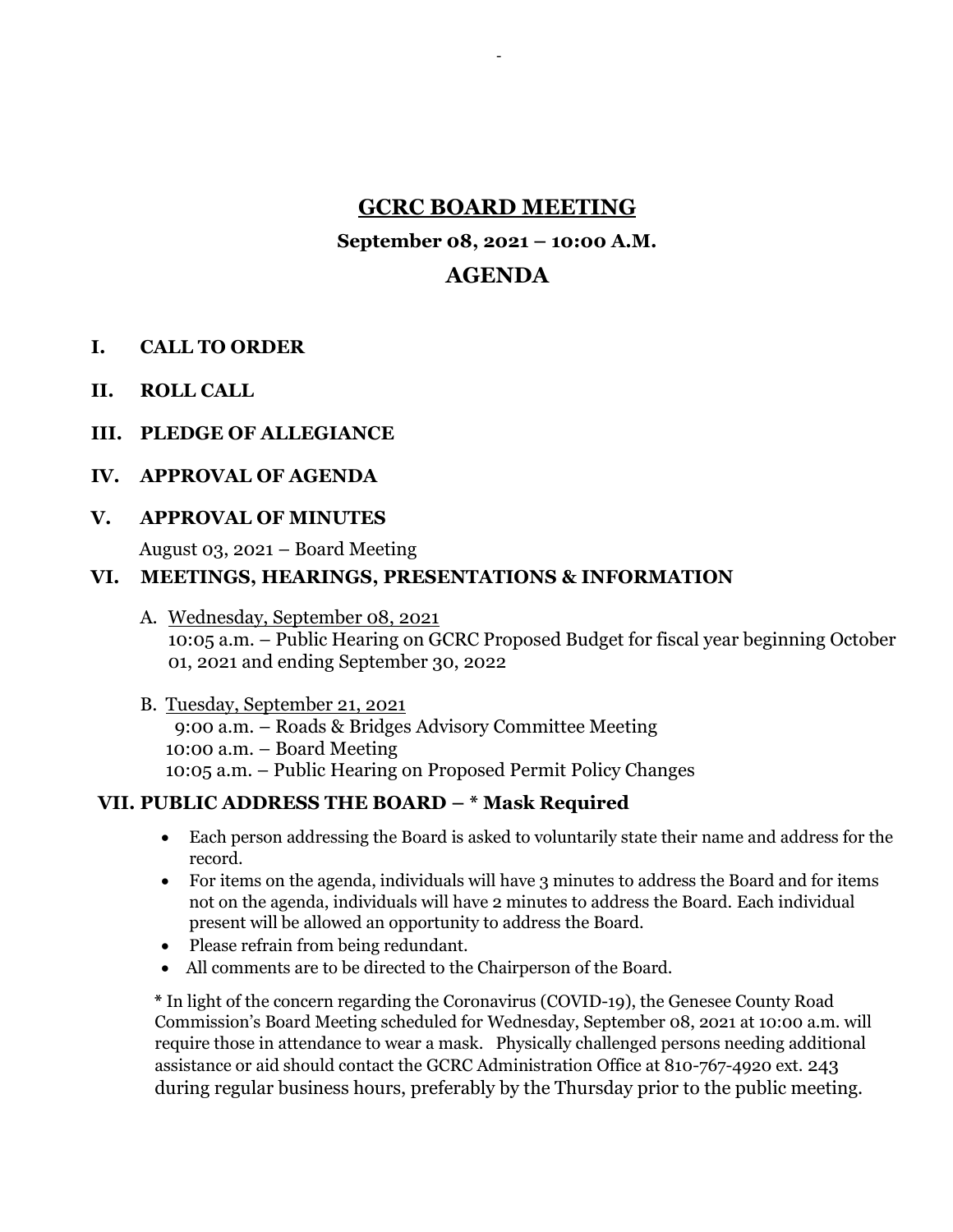# GCRC BOARD MEETING

**September 08, 2021 – 10:00 A.M.**

## AGENDA

**I. CALL TO ORDER**

**II. ROLL CALL**

**III. PLEDGE OF ALLEGIANCE**

**IV. APPROVAL OF AGENDA**

**V. APPROVAL OF MINUTES**

August 03, 2021 – Board Meeting

**VI. MEETINGS, HEARINGS, PRESENTATIONS & INFORMATION**

A. <u>Wednesday, September 08, 2021</u>
10:05 a.m. – Public Hearing on GCRC Proposed Budget for fiscal year beginning October 01, 2021 and ending September 30, 2022

B. <u>Tuesday, September 21, 2021</u>
9:00 a.m. – Roads & Bridges Advisory Committee Meeting
10:00 a.m. – Board Meeting
10:05 a.m. – Public Hearing on Proposed Permit Policy Changes

**VII. PUBLIC ADDRESS THE BOARD – * Mask Required**

- Each person addressing the Board is asked to voluntarily state their name and address for the record.
- For items on the agenda, individuals will have 3 minutes to address the Board and for items not on the agenda, individuals will have 2 minutes to address the Board. Each individual present will be allowed an opportunity to address the Board.
- Please refrain from being redundant.
- All comments are to be directed to the Chairperson of the Board.

\* In light of the concern regarding the Coronavirus (COVID-19), the Genesee County Road Commission's Board Meeting scheduled for Wednesday, September 08, 2021 at 10:00 a.m. will require those in attendance to wear a mask. Physically challenged persons needing additional assistance or aid should contact the GCRC Administration Office at 810-767-4920 ext. 243 during regular business hours, preferably by the Thursday prior to the public meeting.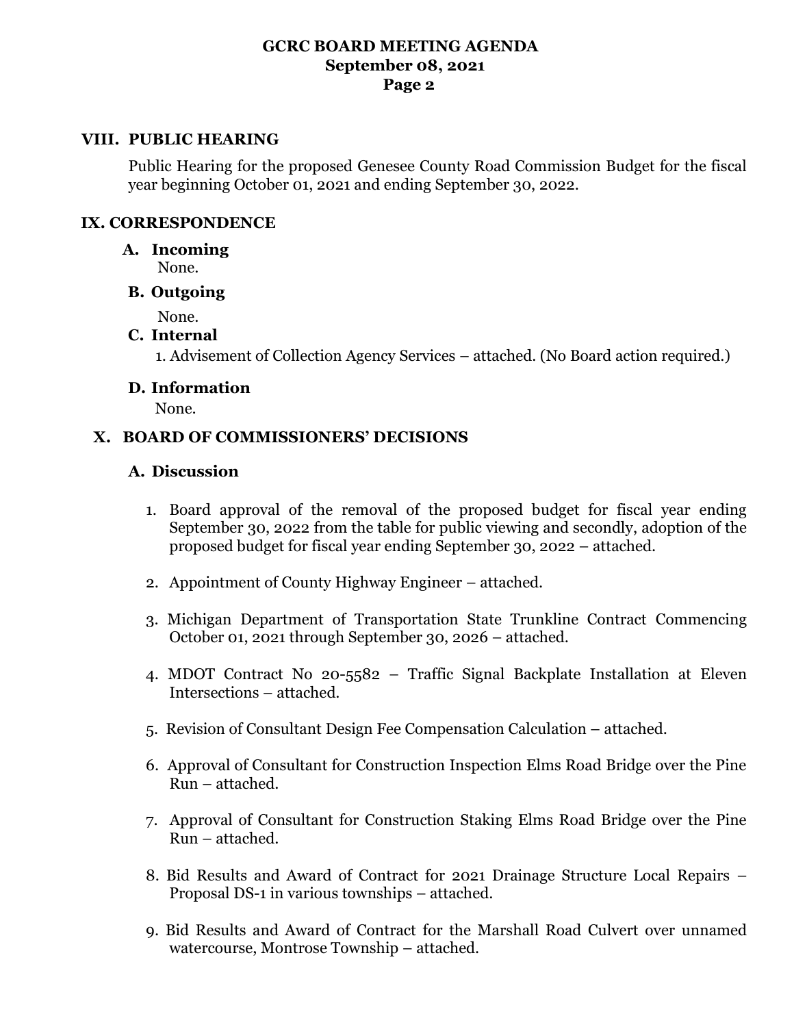## VIII. PUBLIC HEARING

Public Hearing for the proposed Genesee County Road Commission Budget for the fiscal year beginning October 01, 2021 and ending September 30, 2022.

## IX. CORRESPONDENCE

### A. Incoming

None.

### B. Outgoing

None.

### C. Internal

1. Advisement of Collection Agency Services – attached. (No Board action required.)

### D. Information

None.

## X. BOARD OF COMMISSIONERS' DECISIONS

### A. Discussion

1. Board approval of the removal of the proposed budget for fiscal year ending September 30, 2022 from the table for public viewing and secondly, adoption of the proposed budget for fiscal year ending September 30, 2022 – attached.
2. Appointment of County Highway Engineer – attached.
3. Michigan Department of Transportation State Trunkline Contract Commencing October 01, 2021 through September 30, 2026 – attached.
4. MDOT Contract No 20-5582 – Traffic Signal Backplate Installation at Eleven Intersections – attached.
5. Revision of Consultant Design Fee Compensation Calculation – attached.
6. Approval of Consultant for Construction Inspection Elms Road Bridge over the Pine Run – attached.
7. Approval of Consultant for Construction Staking Elms Road Bridge over the Pine Run – attached.
8. Bid Results and Award of Contract for 2021 Drainage Structure Local Repairs – Proposal DS-1 in various townships – attached.
9. Bid Results and Award of Contract for the Marshall Road Culvert over unnamed watercourse, Montrose Township – attached.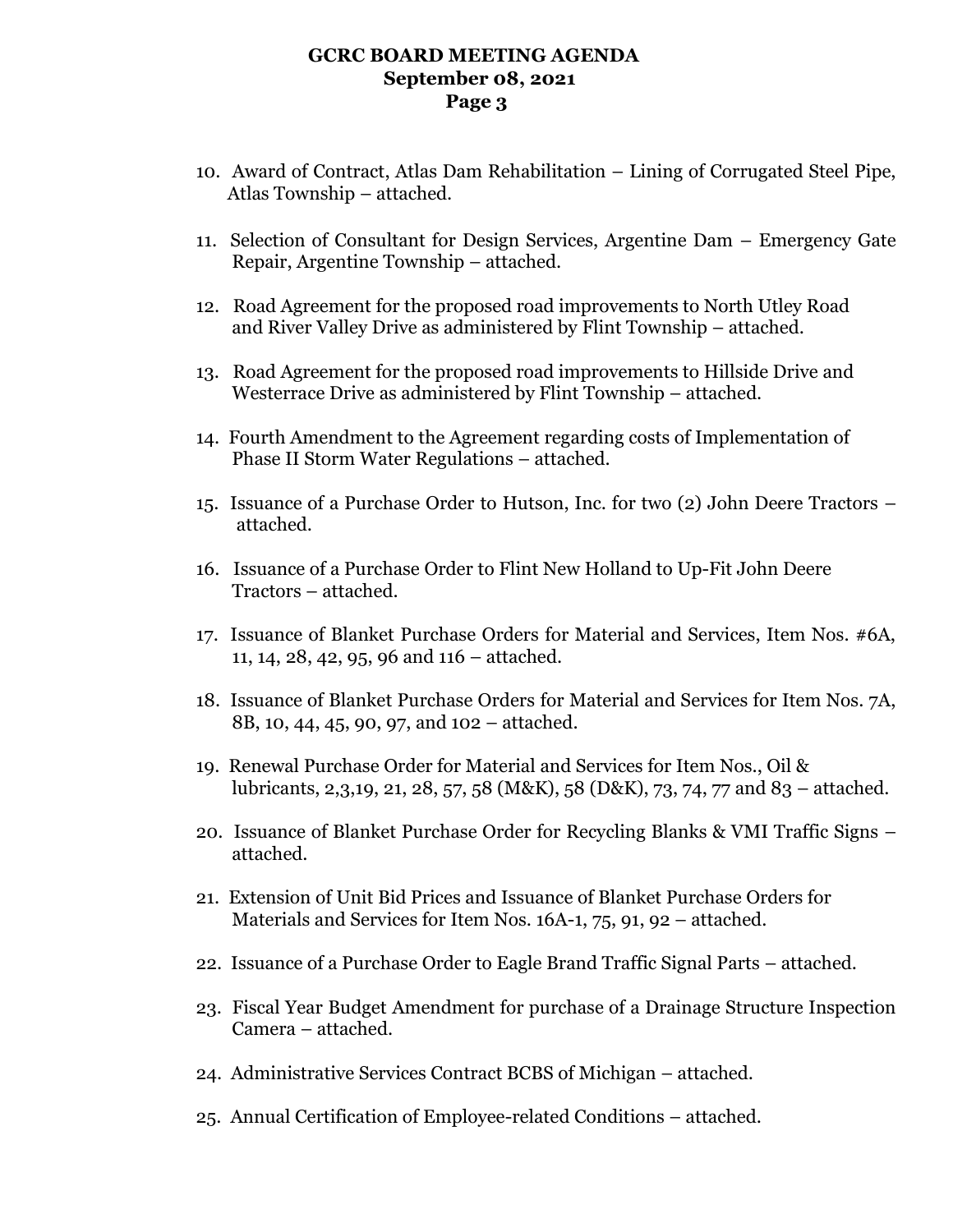10. Award of Contract, Atlas Dam Rehabilitation – Lining of Corrugated Steel Pipe, Atlas Township – attached.

11. Selection of Consultant for Design Services, Argentine Dam – Emergency Gate Repair, Argentine Township – attached.

12. Road Agreement for the proposed road improvements to North Utley Road and River Valley Drive as administered by Flint Township – attached.

13. Road Agreement for the proposed road improvements to Hillside Drive and Westerrace Drive as administered by Flint Township – attached.

14. Fourth Amendment to the Agreement regarding costs of Implementation of Phase II Storm Water Regulations – attached.

15. Issuance of a Purchase Order to Hutson, Inc. for two (2) John Deere Tractors – attached.

16. Issuance of a Purchase Order to Flint New Holland to Up-Fit John Deere Tractors – attached.

17. Issuance of Blanket Purchase Orders for Material and Services, Item Nos. #6A, 11, 14, 28, 42, 95, 96 and 116 – attached.

18. Issuance of Blanket Purchase Orders for Material and Services for Item Nos. 7A, 8B, 10, 44, 45, 90, 97, and 102 – attached.

19. Renewal Purchase Order for Material and Services for Item Nos., Oil & lubricants, 2,3,19, 21, 28, 57, 58 (M&K), 58 (D&K), 73, 74, 77 and 83 – attached.

20. Issuance of Blanket Purchase Order for Recycling Blanks & VMI Traffic Signs – attached.

21. Extension of Unit Bid Prices and Issuance of Blanket Purchase Orders for Materials and Services for Item Nos. 16A-1, 75, 91, 92 – attached.

22. Issuance of a Purchase Order to Eagle Brand Traffic Signal Parts – attached.

23. Fiscal Year Budget Amendment for purchase of a Drainage Structure Inspection Camera – attached.

24. Administrative Services Contract BCBS of Michigan – attached.

25. Annual Certification of Employee-related Conditions – attached.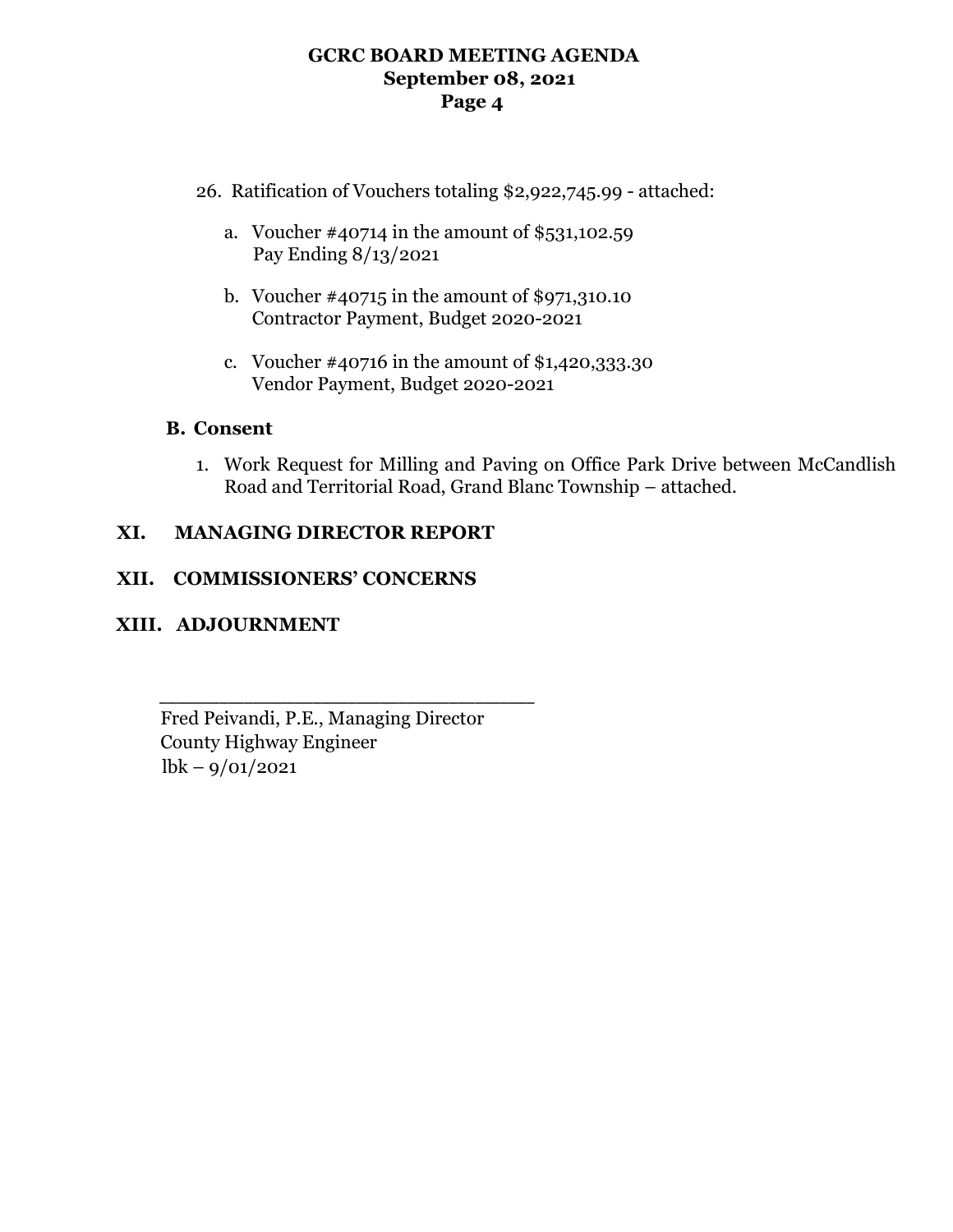26. Ratification of Vouchers totaling $2,922,745.99 - attached:

    a. Voucher #40714 in the amount of $531,102.59
       Pay Ending 8/13/2021

    b. Voucher #40715 in the amount of $971,310.10
       Contractor Payment, Budget 2020-2021

    c. Voucher #40716 in the amount of $1,420,333.30
       Vendor Payment, Budget 2020-2021

**B. Consent**

1. Work Request for Milling and Paving on Office Park Drive between McCandlish Road and Territorial Road, Grand Blanc Township – attached.

## XI. MANAGING DIRECTOR REPORT

## XII. COMMISSIONERS' CONCERNS

## XIII. ADJOURNMENT

\_\_\_\_\_\_\_\_\_\_\_\_\_\_\_\_\_\_\_\_\_\_\_\_\_\_\_\_\_\_\_\_

Fred Peivandi, P.E., Managing Director
County Highway Engineer
lbk – 9/01/2021